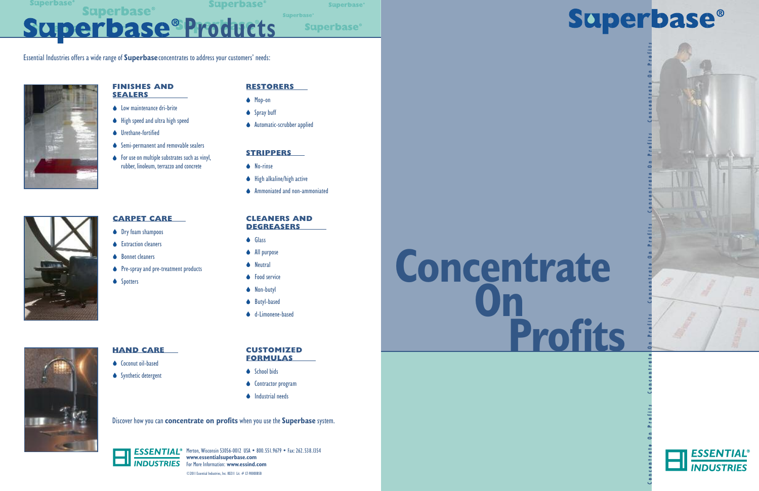# Superbase® Products

Essential Industries offers a wide range of **Superbase** concentrates to address your customers' needs:

### FINISHES AND SEALERS

- Low maintenance dri-brite
- High speed and ultra high speed
- Urethane-fortified
- Semi-permanent and removable sealers
- For use on multiple substrates such as vinyl, rubber, linoleum, terrazzo and concrete

### RESTORERS

- Mop-on
- Spray buff
- Automatic-scrubber applied

### STRIPPERS

- No-rinse
- High alkaline/high active
- Ammoniated and non-ammoniated

### CARPET CARE

- Dry foam shampoos
- Extraction cleaners
- Bonnet cleaners
- Pre-spray and pre-treatment products
- Spotters

### CLEANERS AND DEGREASERS

- Glass
- All purpose
- Neutral
- Food service
- Non-butyl
- Butyl-based
- d-Limonene-based

### HAND CARE

- Coconut oil-based
- Synthetic detergent

### CUSTOMIZED FORMULAS

- School bids
- Contractor program
- Industrial needs

Discover how you can **concentrate on profits** when you use the **Superbase** system.

ESSENTIAL® INDUSTRIES
Merton, Wisconsin 53056-0012 USA • 800.551.9679 • Fax: 262.538.1354
**www.essentialsuperbase.com**
For More Information: **www.essind.com**

©2011 Essential Industries, Inc. 80211 Lit. # LT-90000858

# Superbase®

# Concentrate On Profits

Concentrate On Profits Concentrate On Profits Concentrate On Profits Concentrate On Profits Concentrate On Profits

ESSENTIAL® INDUSTRIES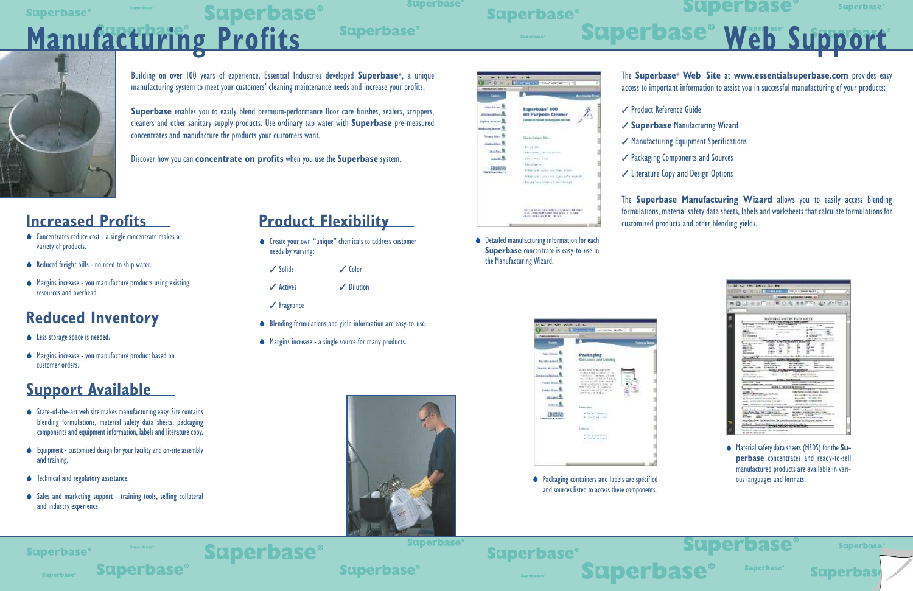# Manufacturing Profits

Building on over 100 years of experience, Essential Industries developed **Superbase**®, a unique manufacturing system to meet your customers' cleaning maintenance needs and increase your profits.

**Superbase** enables you to easily blend premium-performance floor care finishes, sealers, strippers, cleaners and other sanitary supply products. Use ordinary tap water with **Superbase** pre-measured concentrates and manufacture the products your customers want.

Discover how you can **concentrate on profits** when you use the **Superbase** system.

## Increased Profits

- Concentrates reduce cost - a single concentrate makes a variety of products.
- Reduced freight bills - no need to ship water.
- Margins increase - you manufacture products using existing resources and overhead.

## Reduced Inventory

- Less storage space is needed.
- Margins increase - you manufacture product based on customer orders.

## Support Available

- State-of-the-art web site makes manufacturing easy. Site contains blending formulations, material safety data sheets, packaging components and equipment information, labels and literature copy.
- Equipment - customized design for your facility and on-site assembly and training.
- Technical and regulatory assistance.
- Sales and marketing support - training tools, selling collateral and industry experience.

## Product Flexibility

- Create your own "unique" chemicals to address customer needs by varying:
  - ✓ Solids
  - ✓ Color
  - ✓ Actives
  - ✓ Dilution
  - ✓ Fragrance
- Blending formulations and yield information are easy-to-use.
- Margins increase - a single source for many products.

# Superbase® Web Support

The **Superbase**® **Web Site** at **www.essentialsuperbase.com** provides easy access to important information to assist you in successful manufacturing of your products:

- ✓ Product Reference Guide
- ✓ **Superbase** Manufacturing Wizard
- ✓ Manufacturing Equipment Specifications
- ✓ Packaging Components and Sources
- ✓ Literature Copy and Design Options

The **Superbase Manufacturing Wizard** allows you to easily access blending formulations, material safety data sheets, labels and worksheets that calculate formulations for customized products and other blending yields.

- Detailed manufacturing information for each **Superbase** concentrate is easy-to-use in the Manufacturing Wizard.
- Packaging containers and labels are specified and sources listed to access these components.
- Material safety data sheets (MSDS) for the **Superbase** concentrates and ready-to-sell manufactured products are available in various languages and formats.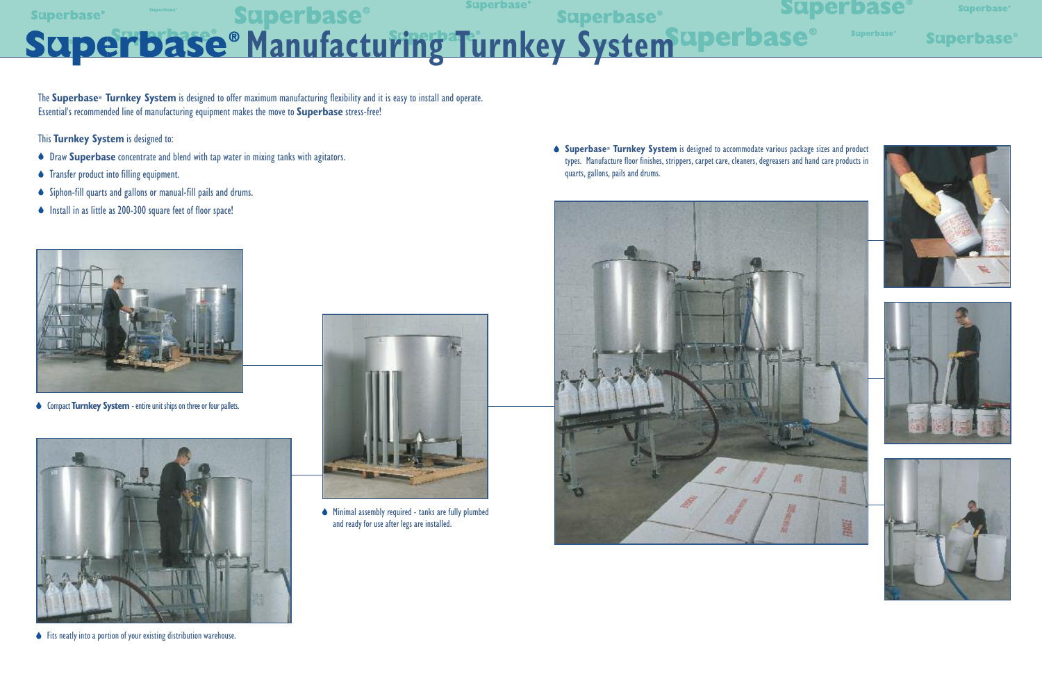# Superbase® Manufacturing Turnkey System

The **Superbase® Turnkey System** is designed to offer maximum manufacturing flexibility and it is easy to install and operate. Essential's recommended line of manufacturing equipment makes the move to **Superbase** stress-free!

This **Turnkey System** is designed to:

- Draw **Superbase** concentrate and blend with tap water in mixing tanks with agitators.
- Transfer product into filling equipment.
- Siphon-fill quarts and gallons or manual-fill pails and drums.
- Install in as little as 200-300 square feet of floor space!

- Compact **Turnkey System** - entire unit ships on three or four pallets.

- Fits neatly into a portion of your existing distribution warehouse.

- Minimal assembly required - tanks are fully plumbed and ready for use after legs are installed.

- **Superbase® Turnkey System** is designed to accommodate various package sizes and product types. Manufacture floor finishes, strippers, carpet care, cleaners, degreasers and hand care products in quarts, gallons, pails and drums.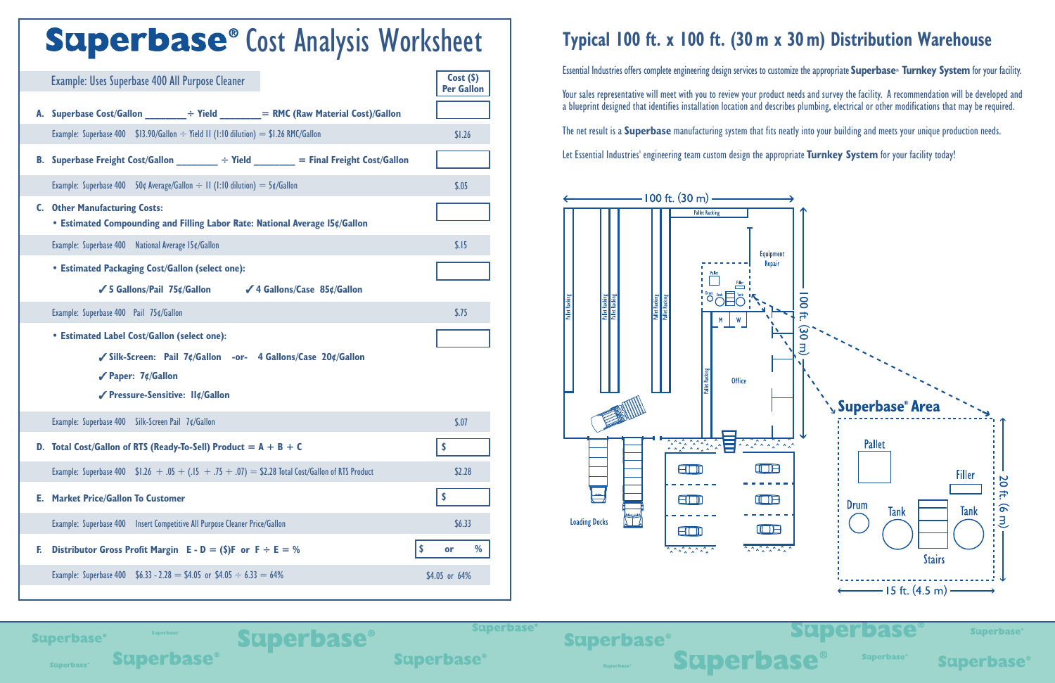# Superbase® Cost Analysis Worksheet

| Example: Uses Superbase 400 All Purpose Cleaner | Cost ($) Per Gallon |
|---|---|
| **A. Superbase Cost/Gallon ________ ÷ Yield ________ = RMC (Raw Material Cost)/Gallon** | |
| Example: Superbase 400 $13.90/Gallon ÷ Yield 11 (1:10 dilution) = $1.26 RMC/Gallon | $1.26 |
| **B. Superbase Freight Cost/Gallon ________ ÷ Yield ________ = Final Freight Cost/Gallon** | |
| Example: Superbase 400 50¢ Average/Gallon ÷ 11 (1:10 dilution) = 5¢/Gallon | $.05 |
| **C. Other Manufacturing Costs:** <br> **• Estimated Compounding and Filling Labor Rate: National Average 15¢/Gallon** | |
| Example: Superbase 400 National Average 15¢/Gallon | $.15 |
| **• Estimated Packaging Cost/Gallon (select one):** <br> **✓ 5 Gallons/Pail 75¢/Gallon ✓ 4 Gallons/Case 85¢/Gallon** | |
| Example: Superbase 400 Pail 75¢/Gallon | $.75 |
| **• Estimated Label Cost/Gallon (select one):** <br> **✓ Silk-Screen: Pail 7¢/Gallon -or- 4 Gallons/Case 20¢/Gallon** <br> **✓ Paper: 7¢/Gallon** <br> **✓ Pressure-Sensitive: 11¢/Gallon** | |
| Example: Superbase 400 Silk-Screen Pail 7¢/Gallon | $.07 |
| **D. Total Cost/Gallon of RTS (Ready-To-Sell) Product = A + B + C** | $ |
| Example: Superbase 400 $1.26 + .05 + (.15 + .75 + .07) = $2.28 Total Cost/Gallon of RTS Product | $2.28 |
| **E. Market Price/Gallon To Customer** | $ |
| Example: Superbase 400 Insert Competitive All Purpose Cleaner Price/Gallon | $6.33 |
| **F. Distributor Gross Profit Margin E - D = ($)F or F ÷ E = %** | $ or % |
| Example: Superbase 400 $6.33 - 2.28 = $4.05 or $4.05 ÷ 6.33 = 64% | $4.05 or 64% |

# Typical 100 ft. x 100 ft. (30 m x 30 m) Distribution Warehouse

Essential Industries offers complete engineering design services to customize the appropriate **Superbase® Turnkey System** for your facility.

Your sales representative will meet with you to review your product needs and survey the facility. A recommendation will be developed and a blueprint designed that identifies installation location and describes plumbing, electrical or other modifications that may be required.

The net result is a **Superbase** manufacturing system that fits neatly into your building and meets your unique production needs.

Let Essential Industries' engineering team custom design the appropriate **Turnkey System** for your facility today!

100 ft. (30 m)

100 ft. (30 m)

Pallet Racking

Equipment Repair

Office

M W

Loading Docks

Superbase® Area

Pallet

Filler

Drum

Tank

Tank

Stairs

20 ft. (6 m)

15 ft. (4.5 m)